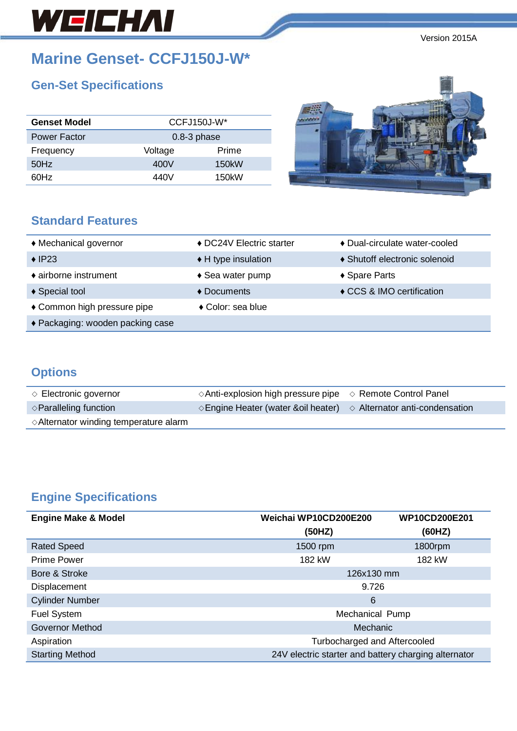WEICHAI

Version 2015A

# Marine Genset- CCFJ150J-W*

## Gen-Set Specifications

| Genset Model | CCFJ150J-W* | |
|---|---|---|
| Power Factor | 0.8-3 phase | |
| Frequency | Voltage | Prime |
| 50Hz | 400V | 150kW |
| 60Hz | 440V | 150kW |

## Standard Features

| | | |
|---|---|---|
| ♦ Mechanical governor | ♦ DC24V Electric starter | ♦ Dual-circulate water-cooled |
| ♦ IP23 | ♦ H type insulation | ♦ Shutoff electronic solenoid |
| ♦ airborne instrument | ♦ Sea water pump | ♦ Spare Parts |
| ♦ Special tool | ♦ Documents | ♦ CCS & IMO certification |
| ♦ Common high pressure pipe | ♦ Color: sea blue | |
| ♦ Packaging: wooden packing case | | |

## Options

| | | |
|---|---|---|
| ◇ Electronic governor | ◇Anti-explosion high pressure pipe | ◇ Remote Control Panel |
| ◇Paralleling function | ◇Engine Heater (water &oil heater) | ◇ Alternator anti-condensation |
| ◇Alternator winding temperature alarm | | |

## Engine Specifications

| Engine Make & Model | Weichai WP10CD200E200 (50HZ) | WP10CD200E201 (60HZ) |
|---|---|---|
| Rated Speed | 1500 rpm | 1800rpm |
| Prime Power | 182 kW | 182 kW |
| Bore & Stroke | 126x130 mm | |
| Displacement | 9.726 | |
| Cylinder Number | 6 | |
| Fuel System | Mechanical Pump | |
| Governor Method | Mechanic | |
| Aspiration | Turbocharged and Aftercooled | |
| Starting Method | 24V electric starter and battery charging alternator | |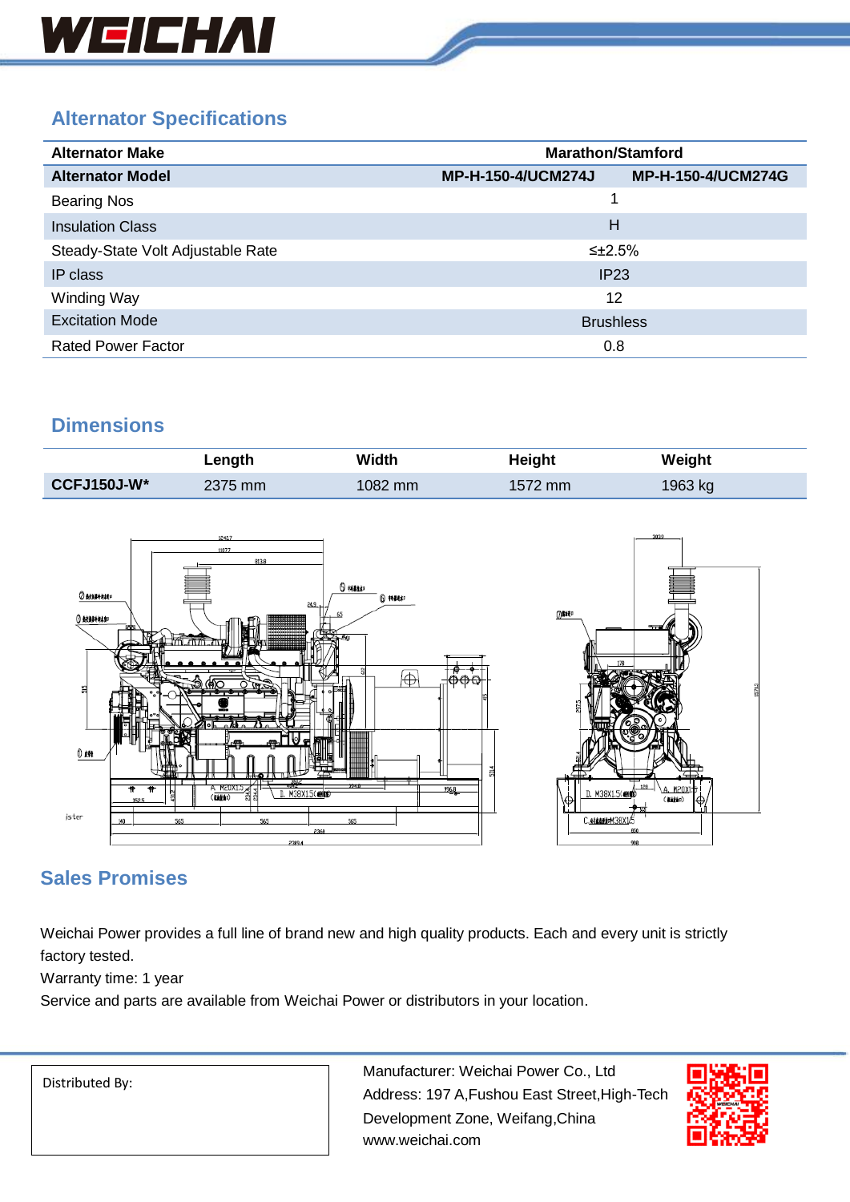## Alternator Specifications

| Alternator Make | Marathon/Stamford | |
|---|---|---|
| **Alternator Model** | **MP-H-150-4/UCM274J** | **MP-H-150-4/UCM274G** |
| Bearing Nos | 1 | |
| Insulation Class | H | |
| Steady-State Volt Adjustable Rate | ≤±2.5% | |
| IP class | IP23 | |
| Winding Way | 12 | |
| Excitation Mode | Brushless | |
| Rated Power Factor | 0.8 | |

## Dimensions

| | Length | Width | Height | Weight |
|---|---|---|---|---|
| **CCFJ150J-W*** | 2375 mm | 1082 mm | 1572 mm | 1963 kg |

## Sales Promises

Weichai Power provides a full line of brand new and high quality products. Each and every unit is strictly factory tested.

Warranty time: 1 year

Service and parts are available from Weichai Power or distributors in your location.

Distributed By:

Manufacturer: Weichai Power Co., Ltd
Address: 197 A,Fushou East Street,High-Tech Development Zone, Weifang,China
www.weichai.com